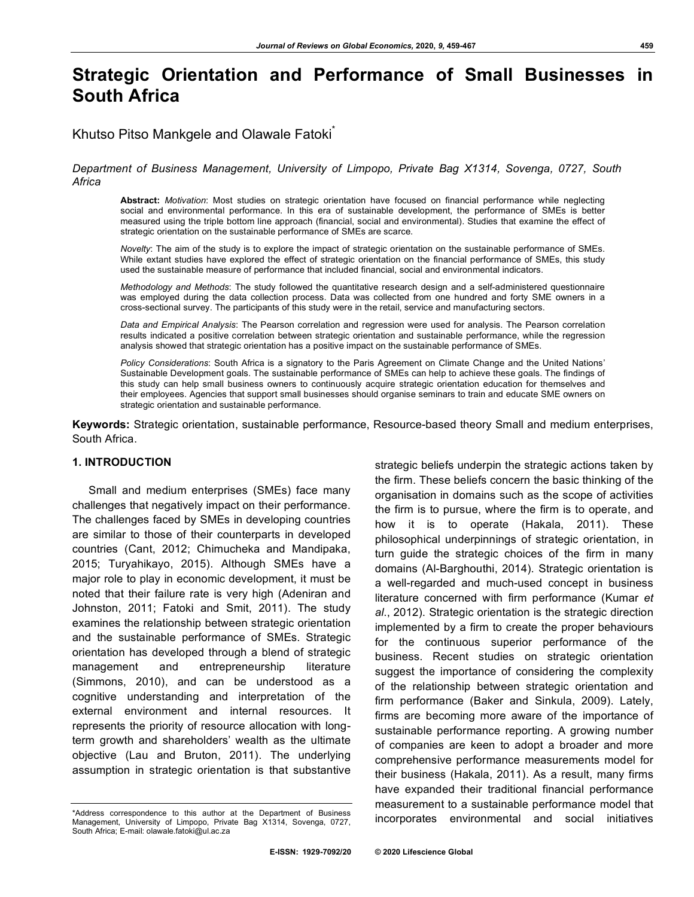# Strategic Orientation and Performance of Small Businesses in South Africa

Khutso Pitso Mankgele and Olawale Fatoki*

*Department of Business Management, University of Limpopo, Private Bag X1314, Sovenga, 0727, South Africa*

**Abstract:** *Motivation*: Most studies on strategic orientation have focused on financial performance while neglecting social and environmental performance. In this era of sustainable development, the performance of SMEs is better measured using the triple bottom line approach (financial, social and environmental). Studies that examine the effect of strategic orientation on the sustainable performance of SMEs are scarce.

*Novelty*: The aim of the study is to explore the impact of strategic orientation on the sustainable performance of SMEs. While extant studies have explored the effect of strategic orientation on the financial performance of SMEs, this study used the sustainable measure of performance that included financial, social and environmental indicators.

*Methodology and Methods*: The study followed the quantitative research design and a self-administered questionnaire was employed during the data collection process. Data was collected from one hundred and forty SME owners in a cross-sectional survey. The participants of this study were in the retail, service and manufacturing sectors.

*Data and Empirical Analysis*: The Pearson correlation and regression were used for analysis. The Pearson correlation results indicated a positive correlation between strategic orientation and sustainable performance, while the regression analysis showed that strategic orientation has a positive impact on the sustainable performance of SMEs.

*Policy Considerations*: South Africa is a signatory to the Paris Agreement on Climate Change and the United Nations' Sustainable Development goals. The sustainable performance of SMEs can help to achieve these goals. The findings of this study can help small business owners to continuously acquire strategic orientation education for themselves and their employees. Agencies that support small businesses should organise seminars to train and educate SME owners on strategic orientation and sustainable performance.

**Keywords:** Strategic orientation, sustainable performance, Resource-based theory Small and medium enterprises, South Africa.

## 1. INTRODUCTION

Small and medium enterprises (SMEs) face many challenges that negatively impact on their performance. The challenges faced by SMEs in developing countries are similar to those of their counterparts in developed countries (Cant, 2012; Chimucheka and Mandipaka, 2015; Turyahikayo, 2015). Although SMEs have a major role to play in economic development, it must be noted that their failure rate is very high (Adeniran and Johnston, 2011; Fatoki and Smit, 2011). The study examines the relationship between strategic orientation and the sustainable performance of SMEs. Strategic orientation has developed through a blend of strategic management and entrepreneurship literature (Simmons, 2010), and can be understood as a cognitive understanding and interpretation of the external environment and internal resources. It represents the priority of resource allocation with long-term growth and shareholders' wealth as the ultimate objective (Lau and Bruton, 2011). The underlying assumption in strategic orientation is that substantive strategic beliefs underpin the strategic actions taken by the firm. These beliefs concern the basic thinking of the organisation in domains such as the scope of activities the firm is to pursue, where the firm is to operate, and how it is to operate (Hakala, 2011). These philosophical underpinnings of strategic orientation, in turn guide the strategic choices of the firm in many domains (Al-Barghouthi, 2014). Strategic orientation is a well-regarded and much-used concept in business literature concerned with firm performance (Kumar *et al*., 2012). Strategic orientation is the strategic direction implemented by a firm to create the proper behaviours for the continuous superior performance of the business. Recent studies on strategic orientation suggest the importance of considering the complexity of the relationship between strategic orientation and firm performance (Baker and Sinkula, 2009). Lately, firms are becoming more aware of the importance of sustainable performance reporting. A growing number of companies are keen to adopt a broader and more comprehensive performance measurements model for their business (Hakala, 2011). As a result, many firms have expanded their traditional financial performance measurement to a sustainable performance model that incorporates environmental and social initiatives

*Address correspondence to this author at the Department of Business Management, University of Limpopo, Private Bag X1314, Sovenga, 0727, South Africa; E-mail: olawale.fatoki@ul.ac.za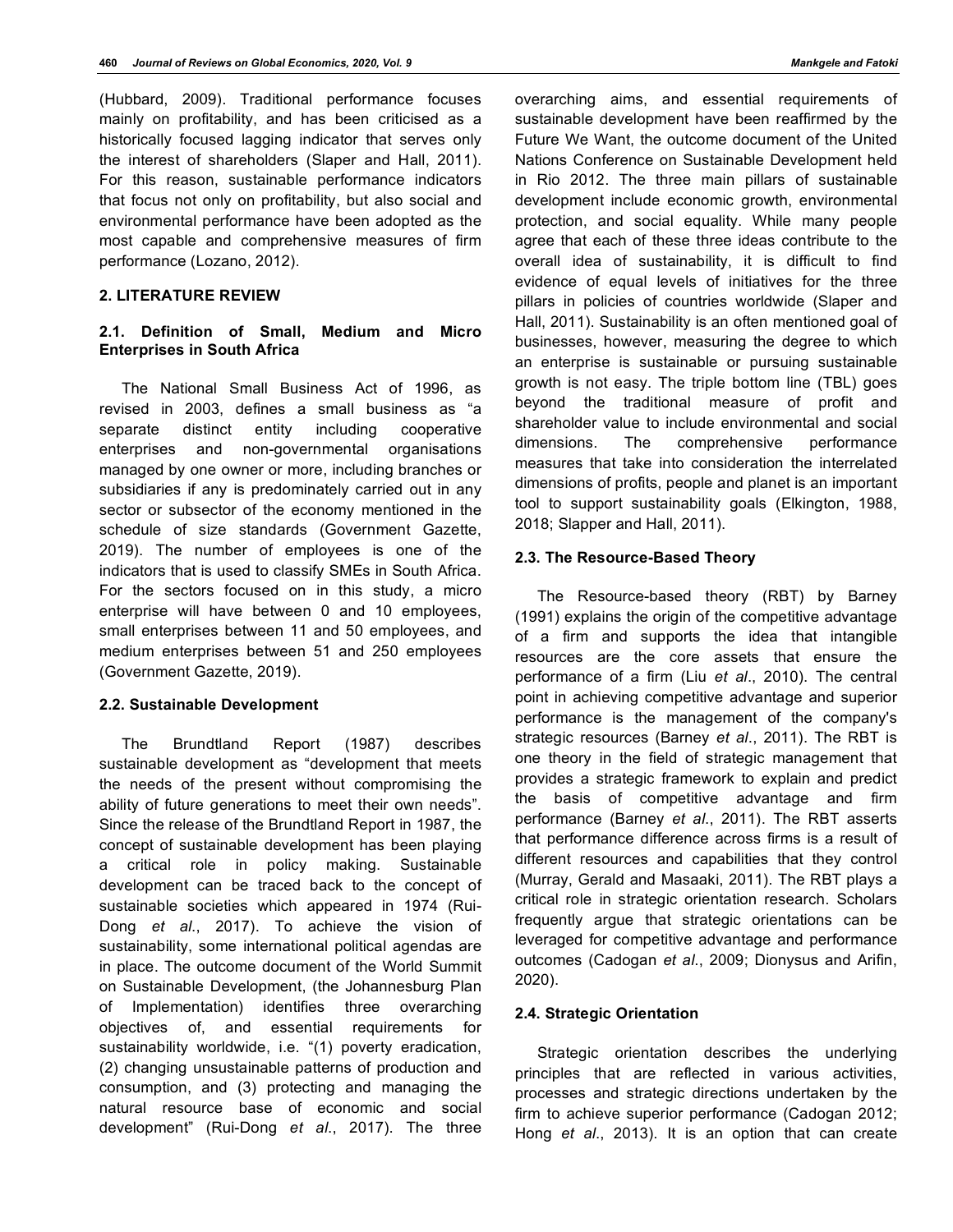(Hubbard, 2009). Traditional performance focuses mainly on profitability, and has been criticised as a historically focused lagging indicator that serves only the interest of shareholders (Slaper and Hall, 2011). For this reason, sustainable performance indicators that focus not only on profitability, but also social and environmental performance have been adopted as the most capable and comprehensive measures of firm performance (Lozano, 2012).

## 2. LITERATURE REVIEW

### 2.1. Definition of Small, Medium and Micro Enterprises in South Africa

The National Small Business Act of 1996, as revised in 2003, defines a small business as "a separate distinct entity including cooperative enterprises and non-governmental organisations managed by one owner or more, including branches or subsidiaries if any is predominately carried out in any sector or subsector of the economy mentioned in the schedule of size standards (Government Gazette, 2019). The number of employees is one of the indicators that is used to classify SMEs in South Africa. For the sectors focused on in this study, a micro enterprise will have between 0 and 10 employees, small enterprises between 11 and 50 employees, and medium enterprises between 51 and 250 employees (Government Gazette, 2019).

### 2.2. Sustainable Development

The Brundtland Report (1987) describes sustainable development as "development that meets the needs of the present without compromising the ability of future generations to meet their own needs". Since the release of the Brundtland Report in 1987, the concept of sustainable development has been playing a critical role in policy making. Sustainable development can be traced back to the concept of sustainable societies which appeared in 1974 (Rui-Dong *et al*., 2017). To achieve the vision of sustainability, some international political agendas are in place. The outcome document of the World Summit on Sustainable Development, (the Johannesburg Plan of Implementation) identifies three overarching objectives of, and essential requirements for sustainability worldwide, i.e. "(1) poverty eradication, (2) changing unsustainable patterns of production and consumption, and (3) protecting and managing the natural resource base of economic and social development" (Rui-Dong *et al*., 2017). The three overarching aims, and essential requirements of sustainable development have been reaffirmed by the Future We Want, the outcome document of the United Nations Conference on Sustainable Development held in Rio 2012. The three main pillars of sustainable development include economic growth, environmental protection, and social equality. While many people agree that each of these three ideas contribute to the overall idea of sustainability, it is difficult to find evidence of equal levels of initiatives for the three pillars in policies of countries worldwide (Slaper and Hall, 2011). Sustainability is an often mentioned goal of businesses, however, measuring the degree to which an enterprise is sustainable or pursuing sustainable growth is not easy. The triple bottom line (TBL) goes beyond the traditional measure of profit and shareholder value to include environmental and social dimensions. The comprehensive performance measures that take into consideration the interrelated dimensions of profits, people and planet is an important tool to support sustainability goals (Elkington, 1988, 2018; Slapper and Hall, 2011).

### 2.3. The Resource-Based Theory

The Resource-based theory (RBT) by Barney (1991) explains the origin of the competitive advantage of a firm and supports the idea that intangible resources are the core assets that ensure the performance of a firm (Liu *et al*., 2010). The central point in achieving competitive advantage and superior performance is the management of the company's strategic resources (Barney *et al*., 2011). The RBT is one theory in the field of strategic management that provides a strategic framework to explain and predict the basis of competitive advantage and firm performance (Barney *et al*., 2011). The RBT asserts that performance difference across firms is a result of different resources and capabilities that they control (Murray, Gerald and Masaaki, 2011). The RBT plays a critical role in strategic orientation research. Scholars frequently argue that strategic orientations can be leveraged for competitive advantage and performance outcomes (Cadogan *et al*., 2009; Dionysus and Arifin, 2020).

### 2.4. Strategic Orientation

Strategic orientation describes the underlying principles that are reflected in various activities, processes and strategic directions undertaken by the firm to achieve superior performance (Cadogan 2012; Hong *et al*., 2013). It is an option that can create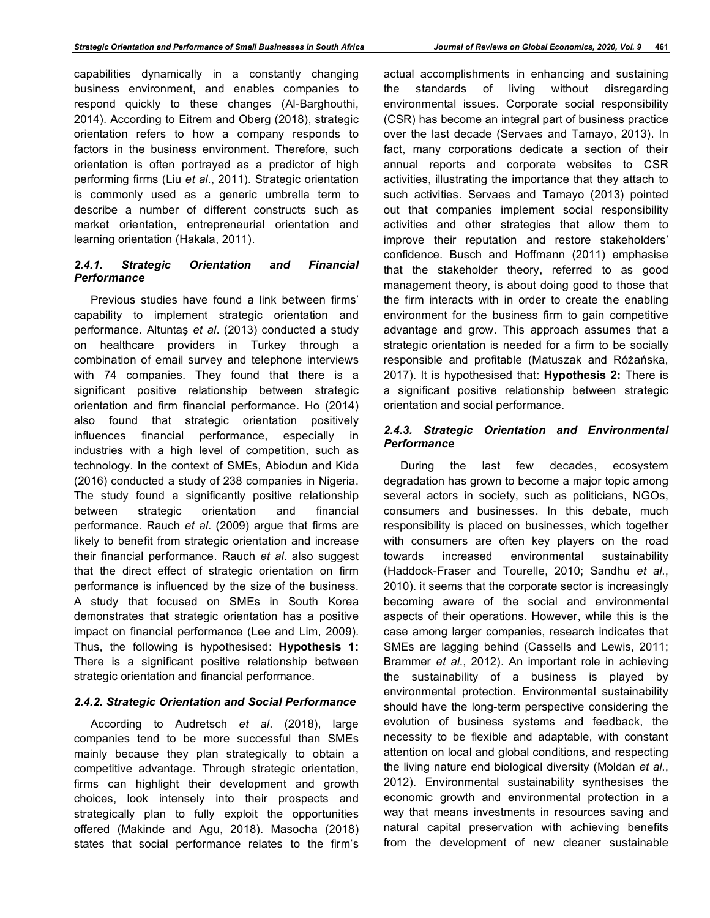capabilities dynamically in a constantly changing business environment, and enables companies to respond quickly to these changes (Al-Barghouthi, 2014). According to Eitrem and Oberg (2018), strategic orientation refers to how a company responds to factors in the business environment. Therefore, such orientation is often portrayed as a predictor of high performing firms (Liu *et al*., 2011). Strategic orientation is commonly used as a generic umbrella term to describe a number of different constructs such as market orientation, entrepreneurial orientation and learning orientation (Hakala, 2011).

#### *2.4.1. Strategic Orientation and Financial Performance*

Previous studies have found a link between firms' capability to implement strategic orientation and performance. Altuntaş *et al*. (2013) conducted a study on healthcare providers in Turkey through a combination of email survey and telephone interviews with 74 companies. They found that there is a significant positive relationship between strategic orientation and firm financial performance. Ho (2014) also found that strategic orientation positively influences financial performance, especially in industries with a high level of competition, such as technology. In the context of SMEs, Abiodun and Kida (2016) conducted a study of 238 companies in Nigeria. The study found a significantly positive relationship between strategic orientation and financial performance. Rauch *et al*. (2009) argue that firms are likely to benefit from strategic orientation and increase their financial performance. Rauch *et al*. also suggest that the direct effect of strategic orientation on firm performance is influenced by the size of the business. A study that focused on SMEs in South Korea demonstrates that strategic orientation has a positive impact on financial performance (Lee and Lim, 2009). Thus, the following is hypothesised: **Hypothesis 1:** There is a significant positive relationship between strategic orientation and financial performance.

#### *2.4.2. Strategic Orientation and Social Performance*

According to Audretsch *et al*. (2018), large companies tend to be more successful than SMEs mainly because they plan strategically to obtain a competitive advantage. Through strategic orientation, firms can highlight their development and growth choices, look intensely into their prospects and strategically plan to fully exploit the opportunities offered (Makinde and Agu, 2018). Masocha (2018) states that social performance relates to the firm's actual accomplishments in enhancing and sustaining the standards of living without disregarding environmental issues. Corporate social responsibility (CSR) has become an integral part of business practice over the last decade (Servaes and Tamayo, 2013). In fact, many corporations dedicate a section of their annual reports and corporate websites to CSR activities, illustrating the importance that they attach to such activities. Servaes and Tamayo (2013) pointed out that companies implement social responsibility activities and other strategies that allow them to improve their reputation and restore stakeholders' confidence. Busch and Hoffmann (2011) emphasise that the stakeholder theory, referred to as good management theory, is about doing good to those that the firm interacts with in order to create the enabling environment for the business firm to gain competitive advantage and grow. This approach assumes that a strategic orientation is needed for a firm to be socially responsible and profitable (Matuszak and Różańska, 2017). It is hypothesised that: **Hypothesis 2:** There is a significant positive relationship between strategic orientation and social performance.

#### *2.4.3. Strategic Orientation and Environmental Performance*

During the last few decades, ecosystem degradation has grown to become a major topic among several actors in society, such as politicians, NGOs, consumers and businesses. In this debate, much responsibility is placed on businesses, which together with consumers are often key players on the road towards increased environmental sustainability (Haddock-Fraser and Tourelle, 2010; Sandhu *et al*., 2010). it seems that the corporate sector is increasingly becoming aware of the social and environmental aspects of their operations. However, while this is the case among larger companies, research indicates that SMEs are lagging behind (Cassells and Lewis, 2011; Brammer *et al*., 2012). An important role in achieving the sustainability of a business is played by environmental protection. Environmental sustainability should have the long-term perspective considering the evolution of business systems and feedback, the necessity to be flexible and adaptable, with constant attention on local and global conditions, and respecting the living nature end biological diversity (Moldan *et al*., 2012). Environmental sustainability synthesises the economic growth and environmental protection in a way that means investments in resources saving and natural capital preservation with achieving benefits from the development of new cleaner sustainable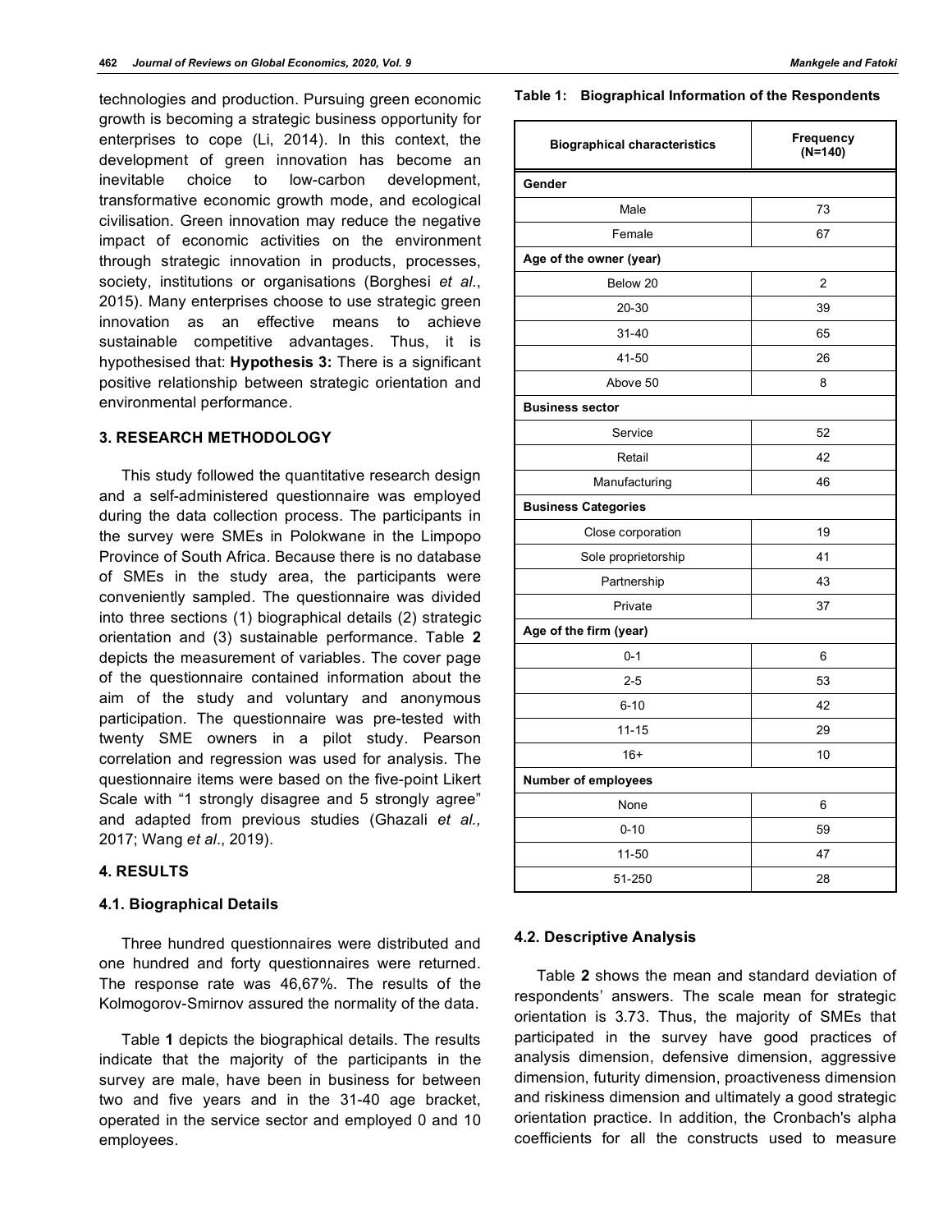technologies and production. Pursuing green economic growth is becoming a strategic business opportunity for enterprises to cope (Li, 2014). In this context, the development of green innovation has become an inevitable choice to low-carbon development, transformative economic growth mode, and ecological civilisation. Green innovation may reduce the negative impact of economic activities on the environment through strategic innovation in products, processes, society, institutions or organisations (Borghesi *et al*., 2015). Many enterprises choose to use strategic green innovation as an effective means to achieve sustainable competitive advantages. Thus, it is hypothesised that: **Hypothesis 3:** There is a significant positive relationship between strategic orientation and environmental performance.

## 3. RESEARCH METHODOLOGY

This study followed the quantitative research design and a self-administered questionnaire was employed during the data collection process. The participants in the survey were SMEs in Polokwane in the Limpopo Province of South Africa. Because there is no database of SMEs in the study area, the participants were conveniently sampled. The questionnaire was divided into three sections (1) biographical details (2) strategic orientation and (3) sustainable performance. Table **2** depicts the measurement of variables. The cover page of the questionnaire contained information about the aim of the study and voluntary and anonymous participation. The questionnaire was pre-tested with twenty SME owners in a pilot study. Pearson correlation and regression was used for analysis. The questionnaire items were based on the five-point Likert Scale with "1 strongly disagree and 5 strongly agree" and adapted from previous studies (Ghazali *et al.,* 2017; Wang *et al*., 2019).

## 4. RESULTS

### 4.1. Biographical Details

Three hundred questionnaires were distributed and one hundred and forty questionnaires were returned. The response rate was 46,67%. The results of the Kolmogorov-Smirnov assured the normality of the data.

Table **1** depicts the biographical details. The results indicate that the majority of the participants in the survey are male, have been in business for between two and five years and in the 31-40 age bracket, operated in the service sector and employed 0 and 10 employees.

**Table 1: Biographical Information of the Respondents**

| Biographical characteristics | Frequency (N=140) |
|---|---|
| **Gender** | |
| Male | 73 |
| Female | 67 |
| **Age of the owner (year)** | |
| Below 20 | 2 |
| 20-30 | 39 |
| 31-40 | 65 |
| 41-50 | 26 |
| Above 50 | 8 |
| **Business sector** | |
| Service | 52 |
| Retail | 42 |
| Manufacturing | 46 |
| **Business Categories** | |
| Close corporation | 19 |
| Sole proprietorship | 41 |
| Partnership | 43 |
| Private | 37 |
| **Age of the firm (year)** | |
| 0-1 | 6 |
| 2-5 | 53 |
| 6-10 | 42 |
| 11-15 | 29 |
| 16+ | 10 |
| **Number of employees** | |
| None | 6 |
| 0-10 | 59 |
| 11-50 | 47 |
| 51-250 | 28 |

### 4.2. Descriptive Analysis

Table **2** shows the mean and standard deviation of respondents' answers. The scale mean for strategic orientation is 3.73. Thus, the majority of SMEs that participated in the survey have good practices of analysis dimension, defensive dimension, aggressive dimension, futurity dimension, proactiveness dimension and riskiness dimension and ultimately a good strategic orientation practice. In addition, the Cronbach's alpha coefficients for all the constructs used to measure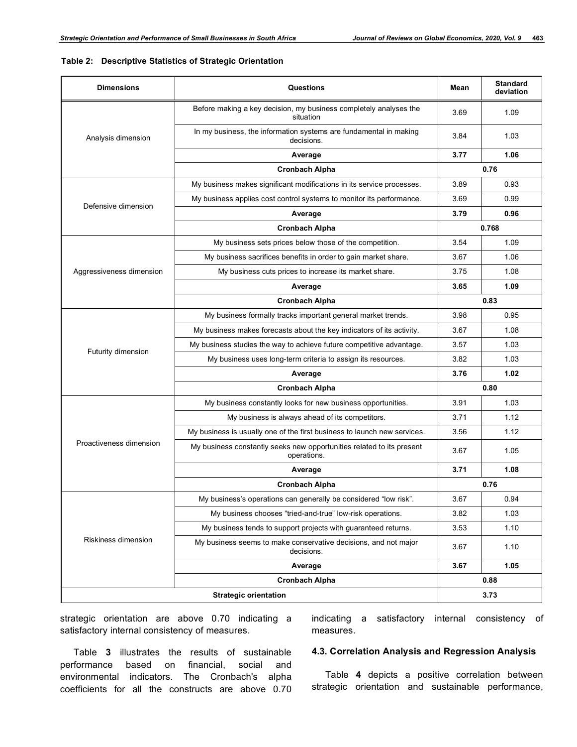**Table 2: Descriptive Statistics of Strategic Orientation**

| Dimensions | Questions | Mean | Standard deviation |
|---|---|---|---|
| Analysis dimension | Before making a key decision, my business completely analyses the situation | 3.69 | 1.09 |
| | In my business, the information systems are fundamental in making decisions. | 3.84 | 1.03 |
| | **Average** | **3.77** | **1.06** |
| | **Cronbach Alpha** | **0.76** | |
| Defensive dimension | My business makes significant modifications in its service processes. | 3.89 | 0.93 |
| | My business applies cost control systems to monitor its performance. | 3.69 | 0.99 |
| | **Average** | **3.79** | **0.96** |
| | **Cronbach Alpha** | **0.768** | |
| Aggressiveness dimension | My business sets prices below those of the competition. | 3.54 | 1.09 |
| | My business sacrifices benefits in order to gain market share. | 3.67 | 1.06 |
| | My business cuts prices to increase its market share. | 3.75 | 1.08 |
| | **Average** | **3.65** | **1.09** |
| | **Cronbach Alpha** | **0.83** | |
| Futurity dimension | My business formally tracks important general market trends. | 3.98 | 0.95 |
| | My business makes forecasts about the key indicators of its activity. | 3.67 | 1.08 |
| | My business studies the way to achieve future competitive advantage. | 3.57 | 1.03 |
| | My business uses long-term criteria to assign its resources. | 3.82 | 1.03 |
| | **Average** | **3.76** | **1.02** |
| | **Cronbach Alpha** | **0.80** | |
| Proactiveness dimension | My business constantly looks for new business opportunities. | 3.91 | 1.03 |
| | My business is always ahead of its competitors. | 3.71 | 1.12 |
| | My business is usually one of the first business to launch new services. | 3.56 | 1.12 |
| | My business constantly seeks new opportunities related to its present operations. | 3.67 | 1.05 |
| | **Average** | **3.71** | **1.08** |
| | **Cronbach Alpha** | **0.76** | |
| Riskiness dimension | My business's operations can generally be considered "low risk". | 3.67 | 0.94 |
| | My business chooses "tried-and-true" low-risk operations. | 3.82 | 1.03 |
| | My business tends to support projects with guaranteed returns. | 3.53 | 1.10 |
| | My business seems to make conservative decisions, and not major decisions. | 3.67 | 1.10 |
| | **Average** | **3.67** | **1.05** |
| | **Cronbach Alpha** | **0.88** | |
| **Strategic orientation** | | **3.73** | |

strategic orientation are above 0.70 indicating a satisfactory internal consistency of measures.

Table **3** illustrates the results of sustainable performance based on financial, social and environmental indicators. The Cronbach's alpha coefficients for all the constructs are above 0.70 indicating a satisfactory internal consistency of measures.

### 4.3. Correlation Analysis and Regression Analysis

Table **4** depicts a positive correlation between strategic orientation and sustainable performance,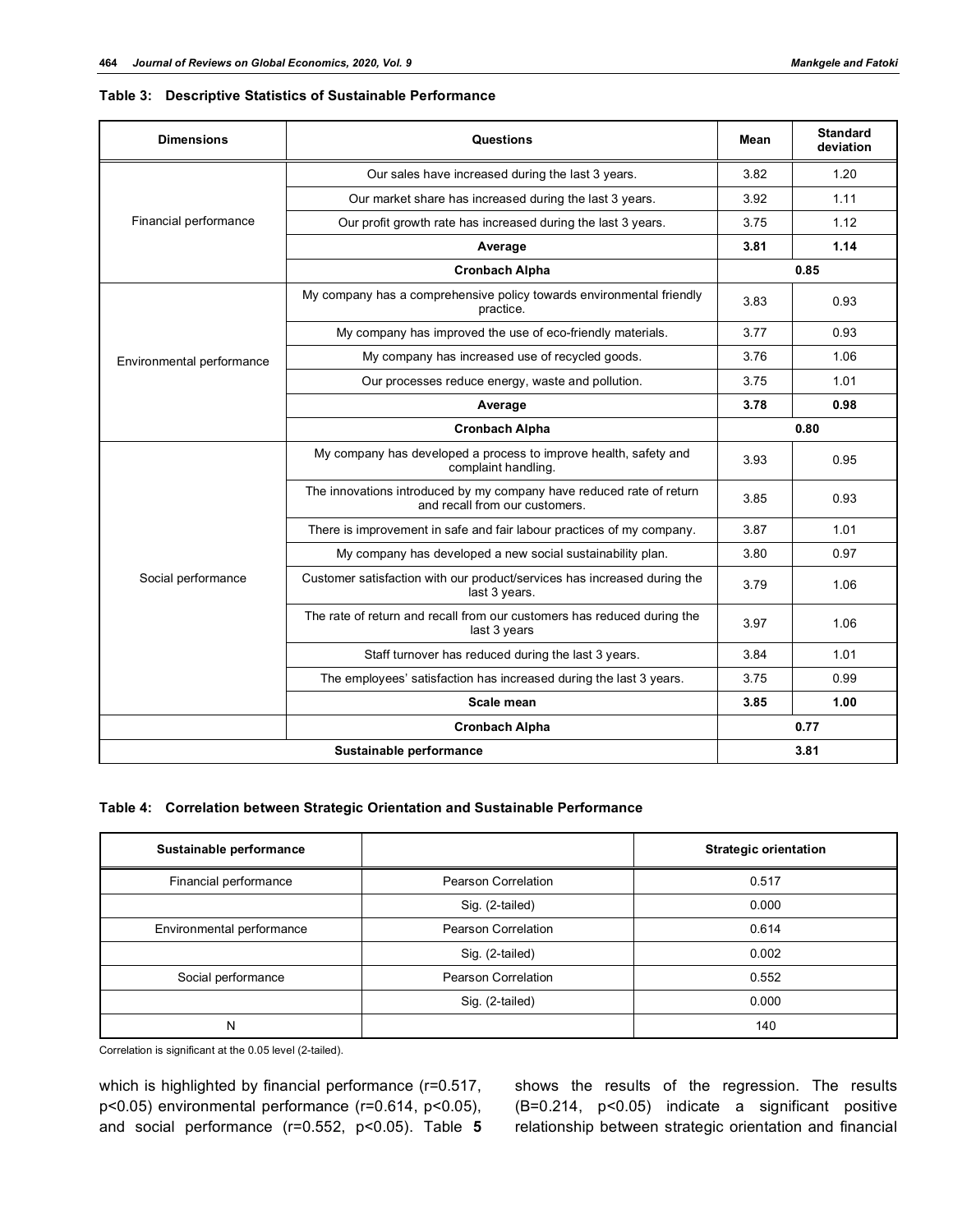**Table 3: Descriptive Statistics of Sustainable Performance**

| Dimensions | Questions | Mean | Standard deviation |
|---|---|---|---|
| Financial performance | Our sales have increased during the last 3 years. | 3.82 | 1.20 |
| | Our market share has increased during the last 3 years. | 3.92 | 1.11 |
| | Our profit growth rate has increased during the last 3 years. | 3.75 | 1.12 |
| | **Average** | **3.81** | **1.14** |
| | **Cronbach Alpha** | **0.85** | |
| Environmental performance | My company has a comprehensive policy towards environmental friendly practice. | 3.83 | 0.93 |
| | My company has improved the use of eco-friendly materials. | 3.77 | 0.93 |
| | My company has increased use of recycled goods. | 3.76 | 1.06 |
| | Our processes reduce energy, waste and pollution. | 3.75 | 1.01 |
| | **Average** | **3.78** | **0.98** |
| | **Cronbach Alpha** | **0.80** | |
| Social performance | My company has developed a process to improve health, safety and complaint handling. | 3.93 | 0.95 |
| | The innovations introduced by my company have reduced rate of return and recall from our customers. | 3.85 | 0.93 |
| | There is improvement in safe and fair labour practices of my company. | 3.87 | 1.01 |
| | My company has developed a new social sustainability plan. | 3.80 | 0.97 |
| | Customer satisfaction with our product/services has increased during the last 3 years. | 3.79 | 1.06 |
| | The rate of return and recall from our customers has reduced during the last 3 years | 3.97 | 1.06 |
| | Staff turnover has reduced during the last 3 years. | 3.84 | 1.01 |
| | The employees' satisfaction has increased during the last 3 years. | 3.75 | 0.99 |
| | **Scale mean** | **3.85** | **1.00** |
| | **Cronbach Alpha** | **0.77** | |
| **Sustainable performance** | | **3.81** | |

**Table 4: Correlation between Strategic Orientation and Sustainable Performance**

| Sustainable performance | | Strategic orientation |
|---|---|---|
| Financial performance | Pearson Correlation | 0.517 |
| | Sig. (2-tailed) | 0.000 |
| Environmental performance | Pearson Correlation | 0.614 |
| | Sig. (2-tailed) | 0.002 |
| Social performance | Pearson Correlation | 0.552 |
| | Sig. (2-tailed) | 0.000 |
| N | | 140 |

Correlation is significant at the 0.05 level (2-tailed).

which is highlighted by financial performance ($r=0.517$, $p<0.05$) environmental performance ($r=0.614$, $p<0.05$), and social performance ($r=0.552$, $p<0.05$). Table **5** shows the results of the regression. The results ($B=0.214$, $p<0.05$) indicate a significant positive relationship between strategic orientation and financial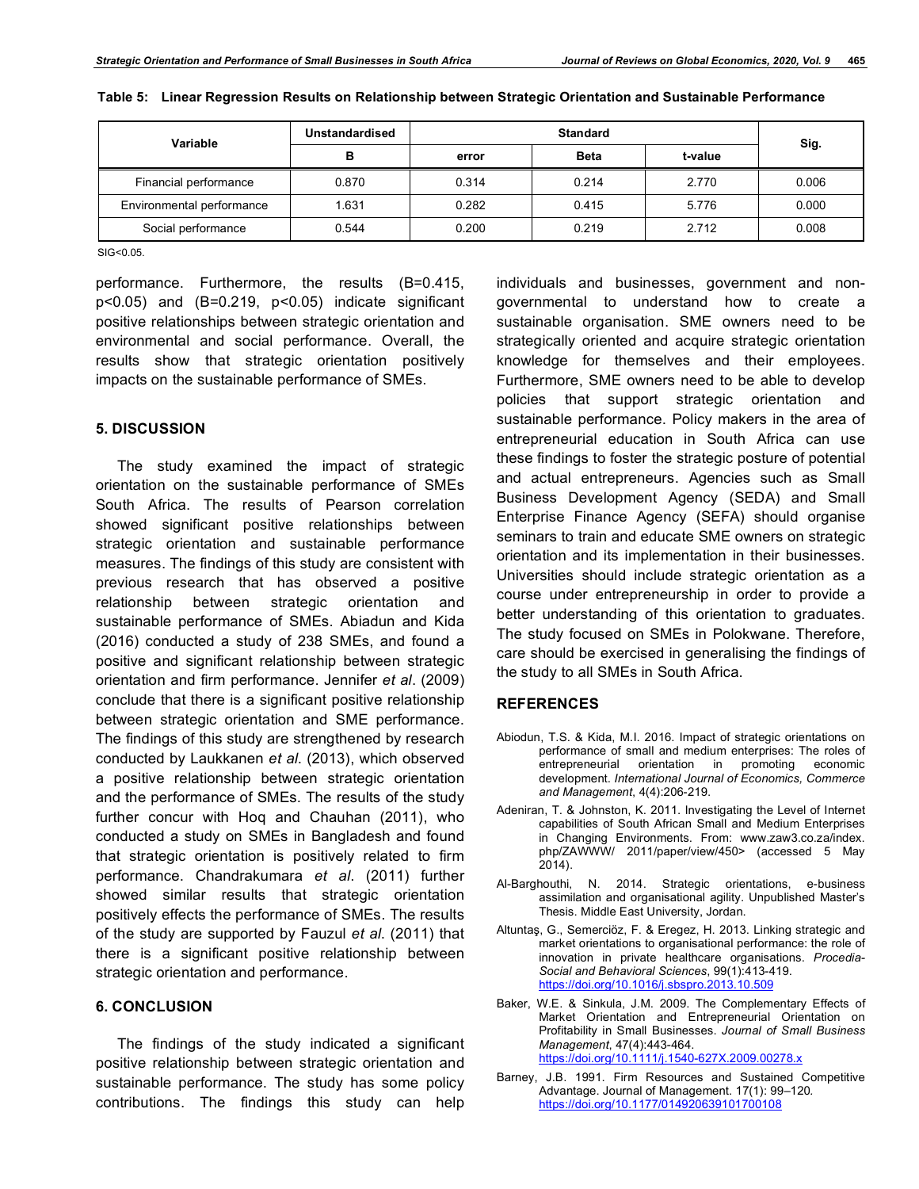**Table 5: Linear Regression Results on Relationship between Strategic Orientation and Sustainable Performance**

| Variable | Unstandardised | Standard | | | Sig. |
|---|---|---|---|---|---|
| | B | error | Beta | t-value | |
| Financial performance | 0.870 | 0.314 | 0.214 | 2.770 | 0.006 |
| Environmental performance | 1.631 | 0.282 | 0.415 | 5.776 | 0.000 |
| Social performance | 0.544 | 0.200 | 0.219 | 2.712 | 0.008 |

SIG<0.05.

performance. Furthermore, the results (B=0.415, $p<0.05$) and (B=0.219, $p<0.05$) indicate significant positive relationships between strategic orientation and environmental and social performance. Overall, the results show that strategic orientation positively impacts on the sustainable performance of SMEs.

## 5. DISCUSSION

The study examined the impact of strategic orientation on the sustainable performance of SMEs South Africa. The results of Pearson correlation showed significant positive relationships between strategic orientation and sustainable performance measures. The findings of this study are consistent with previous research that has observed a positive relationship between strategic orientation and sustainable performance of SMEs. Abiadun and Kida (2016) conducted a study of 238 SMEs, and found a positive and significant relationship between strategic orientation and firm performance. Jennifer *et al*. (2009) conclude that there is a significant positive relationship between strategic orientation and SME performance. The findings of this study are strengthened by research conducted by Laukkanen *et al*. (2013), which observed a positive relationship between strategic orientation and the performance of SMEs. The results of the study further concur with Hoq and Chauhan (2011), who conducted a study on SMEs in Bangladesh and found that strategic orientation is positively related to firm performance. Chandrakumara *et al*. (2011) further showed similar results that strategic orientation positively effects the performance of SMEs. The results of the study are supported by Fauzul *et al*. (2011) that there is a significant positive relationship between strategic orientation and performance.

## 6. CONCLUSION

The findings of the study indicated a significant positive relationship between strategic orientation and sustainable performance. The study has some policy contributions. The findings this study can help individuals and businesses, government and non-governmental to understand how to create a sustainable organisation. SME owners need to be strategically oriented and acquire strategic orientation knowledge for themselves and their employees. Furthermore, SME owners need to be able to develop policies that support strategic orientation and sustainable performance. Policy makers in the area of entrepreneurial education in South Africa can use these findings to foster the strategic posture of potential and actual entrepreneurs. Agencies such as Small Business Development Agency (SEDA) and Small Enterprise Finance Agency (SEFA) should organise seminars to train and educate SME owners on strategic orientation and its implementation in their businesses. Universities should include strategic orientation as a course under entrepreneurship in order to provide a better understanding of this orientation to graduates. The study focused on SMEs in Polokwane. Therefore, care should be exercised in generalising the findings of the study to all SMEs in South Africa.

## REFERENCES

Abiodun, T.S. & Kida, M.I. 2016. Impact of strategic orientations on performance of small and medium enterprises: The roles of entrepreneurial orientation in promoting economic development. *International Journal of Economics, Commerce and Management*, 4(4):206-219.

Adeniran, T. & Johnston, K. 2011. Investigating the Level of Internet capabilities of South African Small and Medium Enterprises in Changing Environments. From: www.zaw3.co.za/index.php/ZAWWW/ 2011/paper/view/450> (accessed 5 May 2014).

Al-Barghouthi, N. 2014. Strategic orientations, e-business assimilation and organisational agility. Unpublished Master's Thesis. Middle East University, Jordan.

Altuntaş, G., Semerciöz, F. & Eregez, H. 2013. Linking strategic and market orientations to organisational performance: the role of innovation in private healthcare organisations. *Procedia-Social and Behavioral Sciences*, 99(1):413-419. https://doi.org/10.1016/j.sbspro.2013.10.509

Baker, W.E. & Sinkula, J.M. 2009. The Complementary Effects of Market Orientation and Entrepreneurial Orientation on Profitability in Small Businesses. *Journal of Small Business Management*, 47(4):443-464. https://doi.org/10.1111/j.1540-627X.2009.00278.x

Barney, J.B. 1991. Firm Resources and Sustained Competitive Advantage. Journal of Management. 17(1): 99–120. https://doi.org/10.1177/014920639101700108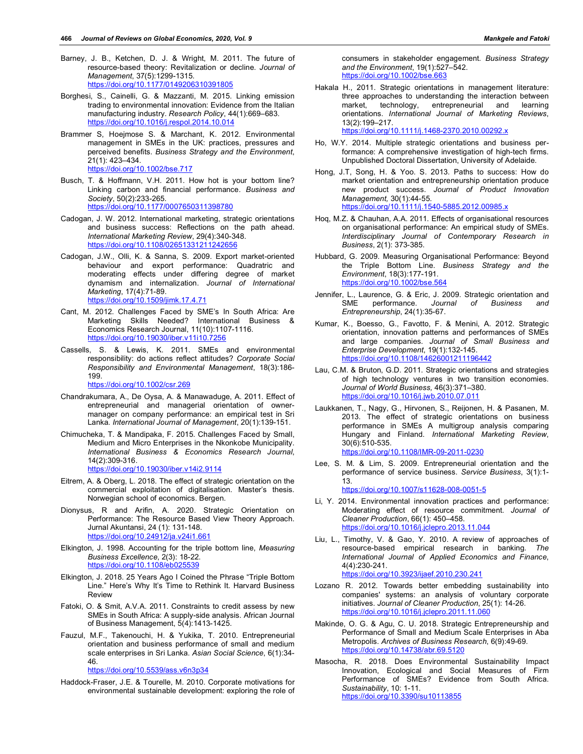Barney, J. B., Ketchen, D. J. & Wright, M. 2011. The future of resource-based theory: Revitalization or decline. *Journal of Management*, 37(5):1299-1315. https://doi.org/10.1177/0149206310391805

Borghesi, S., Cainelli, G. & Mazzanti, M. 2015. Linking emission trading to environmental innovation: Evidence from the Italian manufacturing industry. *Research Policy*, 44(1):669–683. https://doi.org/10.1016/j.respol.2014.10.014

Brammer S, Hoejmose S. & Marchant, K. 2012. Environmental management in SMEs in the UK: practices, pressures and perceived benefits. *Business Strategy and the Environment*, 21(1): 423–434. https://doi.org/10.1002/bse.717

Busch, T. & Hoffmann, V.H. 2011. How hot is your bottom line? Linking carbon and financial performance. *Business and Society*, 50(2):233-265. https://doi.org/10.1177/0007650311398780

Cadogan, J. W. 2012. International marketing, strategic orientations and business success: Reflections on the path ahead. *International Marketing Review*, 29(4):340-348. https://doi.org/10.1108/02651331211242656

Cadogan, J.W., Olli, K. & Sanna, S. 2009. Export market-oriented behaviour and export performance: Quadratric and moderating effects under differing degree of market dynamism and internalization. *Journal of International Marketing*, 17(4):71-89. https://doi.org/10.1509/jimk.17.4.71

Cant, M. 2012. Challenges Faced by SME's In South Africa: Are Marketing Skills Needed? International Business & Economics Research Journal, 11(10):1107-1116. https://doi.org/10.19030/iber.v11i10.7256

Cassells, S. & Lewis, K. 2011. SMEs and environmental responsibility: do actions reflect attitudes? *Corporate Social Responsibility and Environmental Management*, 18(3):186-199. https://doi.org/10.1002/csr.269

Chandrakumara, A., De Oysa, A. & Manawaduge, A. 2011. Effect of entrepreneurial and managerial orientation of owner-manager on company performance: an empirical test in Sri Lanka. *International Journal of Management*, 20(1):139-151.

Chimucheka, T. & Mandipaka, F. 2015. Challenges Faced by Small, Medium and Micro Enterprises in the Nkonkobe Municipality. *International Business & Economics Research Journal*, 14(2):309-316. https://doi.org/10.19030/iber.v14i2.9114

Eitrem, A. & Oberg, L. 2018. The effect of strategic orientation on the commercial exploitation of digitalisation. Master's thesis. Norwegian school of economics. Bergen.

Dionysus, R and Arifin, A. 2020. Strategic Orientation on Performance: The Resource Based View Theory Approach. Jurnal Akuntansi, 24 (1): 131-148. https://doi.org/10.24912/ja.v24i1.661

Elkington, J. 1998. Accounting for the triple bottom line, *Measuring Business Excellence*, 2(3): 18-22. https://doi.org/10.1108/eb025539

Elkington, J. 2018. 25 Years Ago I Coined the Phrase "Triple Bottom Line." Here's Why It's Time to Rethink It. Harvard Business Review

Fatoki, O. & Smit, A.V.A. 2011. Constraints to credit assess by new SMEs in South Africa: A supply-side analysis. African Journal of Business Management, 5(4):1413-1425.

Fauzul, M.F., Takenouchi, H. & Yukika, T. 2010. Entrepreneurial orientation and business performance of small and medium scale enterprises in Sri Lanka. *Asian Social Science*, 6(1):34-46. https://doi.org/10.5539/ass.v6n3p34

Haddock-Fraser, J.E. & Tourelle, M. 2010. Corporate motivations for environmental sustainable development: exploring the role of consumers in stakeholder engagement. *Business Strategy and the Environment*, 19(1):527–542. https://doi.org/10.1002/bse.663

Hakala H., 2011. Strategic orientations in management literature: three approaches to understanding the interaction between market, technology, entrepreneurial and learning orientations. *International Journal of Marketing Reviews*, 13(2):199–217. https://doi.org/10.1111/j.1468-2370.2010.00292.x

Ho, W.Y. 2014. Multiple strategic orientations and business performance: A comprehensive investigation of high-tech firms. Unpublished Doctoral Dissertation, University of Adelaide.

Hong, J.T, Song, H. & Yoo. S. 2013. Paths to success: How do market orientation and entrepreneurship orientation produce new product success. *Journal of Product Innovation Management*, 30(1):44-55. https://doi.org/10.1111/j.1540-5885.2012.00985.x

Hoq, M.Z. & Chauhan, A.A. 2011. Effects of organisational resources on organisational performance: An empirical study of SMEs. *Interdisciplinary Journal of Contemporary Research in Business*, 2(1): 373-385.

Hubbard, G. 2009. Measuring Organisational Performance: Beyond the Triple Bottom Line. *Business Strategy and the Environment*, 18(3):177-191. https://doi.org/10.1002/bse.564

Jennifer, L., Laurence, G. & Eric, J. 2009. Strategic orientation and SME performance. *Journal of Business and Entrepreneurship*, 21(3):35-67.

Kumar, K., Boesso, G., Favotto, F. & Menini, A. 2012. Strategic orientation, innovation patterns and performances of SMEs and large companies. *Journal of Small Business and Enterprise Development*, 19(1):132-145. https://doi.org/10.1108/14626001211196442

Lau, C.M. & Bruton, G.D. 2011. Strategic orientations and strategies of high technology ventures in two transition economies. *Journal of World Business*, 46(3):371–380. https://doi.org/10.1016/j.jwb.2010.07.011

Laukkanen, T., Nagy, G., Hirvonen, S., Reijonen, H. & Pasanen, M. 2013. The effect of strategic orientations on business performance in SMEs A multigroup analysis comparing Hungary and Finland. *International Marketing Review*, 30(6):510-535. https://doi.org/10.1108/IMR-09-2011-0230

Lee, S. M. & Lim, S. 2009. Entrepreneurial orientation and the performance of service business. *Service Business*, 3(1):1-13. https://doi.org/10.1007/s11628-008-0051-5

Li, Y. 2014. Environmental innovation practices and performance: Moderating effect of resource commitment. *Journal of Cleaner Production*, 66(1): 450–458. https://doi.org/10.1016/j.jclepro.2013.11.044

Liu, L., Timothy, V. & Gao, Y. 2010. A review of approaches of resource-based empirical research in banking. *The International Journal of Applied Economics and Finance*, 4(4):230-241. https://doi.org/10.3923/ijaef.2010.230.241

Lozano R. 2012. Towards better embedding sustainability into companies' systems: an analysis of voluntary corporate initiatives. *Journal of Cleaner Production*, 25(1): 14-26. https://doi.org/10.1016/j.jclepro.2011.11.060

Makinde, O. G. & Agu, C. U. 2018. Strategic Entrepreneurship and Performance of Small and Medium Scale Enterprises in Aba Metropolis. *Archives of Business Research*, 6(9):49-69. https://doi.org/10.14738/abr.69.5120

Masocha, R. 2018. Does Environmental Sustainability Impact Innovation, Ecological and Social Measures of Firm Performance of SMEs? Evidence from South Africa. *Sustainability*, 10: 1-11. https://doi.org/10.3390/su10113855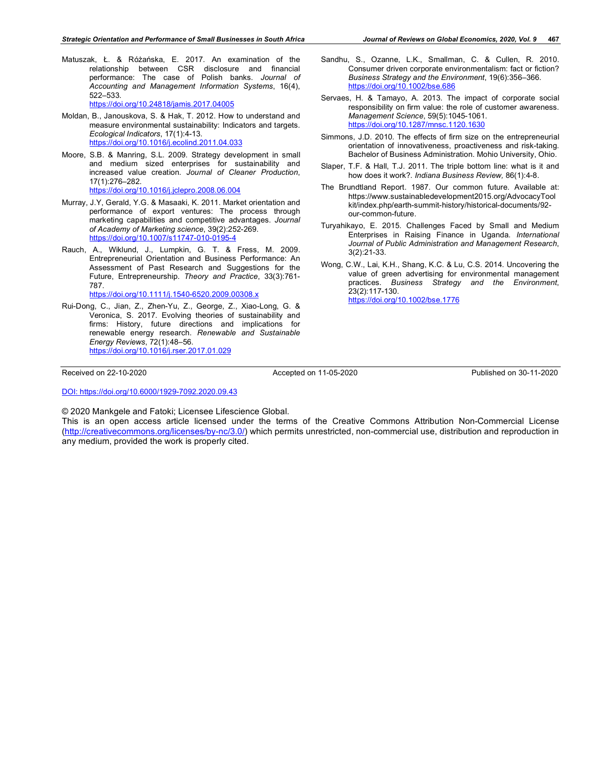Matuszak, Ł. & Różańska, E. 2017. An examination of the relationship between CSR disclosure and financial performance: The case of Polish banks. *Journal of Accounting and Management Information Systems*, 16(4), 522–533.
https://doi.org/10.24818/jamis.2017.04005

Moldan, B., Janouskova, S. & Hak, T. 2012. How to understand and measure environmental sustainability: Indicators and targets. *Ecological Indicators*, 17(1):4-13.
https://doi.org/10.1016/j.ecolind.2011.04.033

Moore, S.B. & Manring, S.L. 2009. Strategy development in small and medium sized enterprises for sustainability and increased value creation. *Journal of Cleaner Production*, 17(1):276–282.
https://doi.org/10.1016/j.jclepro.2008.06.004

Murray, J.Y, Gerald, Y.G. & Masaaki, K. 2011. Market orientation and performance of export ventures: The process through marketing capabilities and competitive advantages. *Journal of Academy of Marketing science*, 39(2):252-269.
https://doi.org/10.1007/s11747-010-0195-4

Rauch, A., Wiklund, J., Lumpkin, G. T. & Fress, M. 2009. Entrepreneurial Orientation and Business Performance: An Assessment of Past Research and Suggestions for the Future, Entrepreneurship. *Theory and Practice*, 33(3):761-787.
https://doi.org/10.1111/j.1540-6520.2009.00308.x

Rui-Dong, C., Jian, Z., Zhen-Yu, Z., George, Z., Xiao-Long, G. & Veronica, S. 2017. Evolving theories of sustainability and firms: History, future directions and implications for renewable energy research. *Renewable and Sustainable Energy Reviews*, 72(1):48–56.
https://doi.org/10.1016/j.rser.2017.01.029

Sandhu, S., Ozanne, L.K., Smallman, C. & Cullen, R. 2010. Consumer driven corporate environmentalism: fact or fiction? *Business Strategy and the Environment*, 19(6):356–366.
https://doi.org/10.1002/bse.686

Servaes, H. & Tamayo, A. 2013. The impact of corporate social responsibility on firm value: the role of customer awareness. *Management Science*, 59(5):1045-1061.
https://doi.org/10.1287/mnsc.1120.1630

Simmons, J.D. 2010. The effects of firm size on the entrepreneurial orientation of innovativeness, proactiveness and risk-taking. Bachelor of Business Administration. Mohio University, Ohio.

Slaper, T.F. & Hall, T.J. 2011. The triple bottom line: what is it and how does it work?. *Indiana Business Review*, 86(1):4-8.

The Brundtland Report. 1987. Our common future. Available at: https://www.sustainabledevelopment2015.org/AdvocacyToolkit/index.php/earth-summit-history/historical-documents/92-our-common-future.

Turyahikayo, E. 2015. Challenges Faced by Small and Medium Enterprises in Raising Finance in Uganda. *International Journal of Public Administration and Management Research*, 3(2):21-33.

Wong, C.W., Lai, K.H., Shang, K.C. & Lu, C.S. 2014. Uncovering the value of green advertising for environmental management practices. *Business Strategy and the Environment*, 23(2):117-130.
https://doi.org/10.1002/bse.1776

---

Received on 22-10-2020 Accepted on 11-05-2020 Published on 30-11-2020

DOI: https://doi.org/10.6000/1929-7092.2020.09.43

© 2020 Mankgele and Fatoki; Licensee Lifescience Global.
This is an open access article licensed under the terms of the Creative Commons Attribution Non-Commercial License (http://creativecommons.org/licenses/by-nc/3.0/) which permits unrestricted, non-commercial use, distribution and reproduction in any medium, provided the work is properly cited.